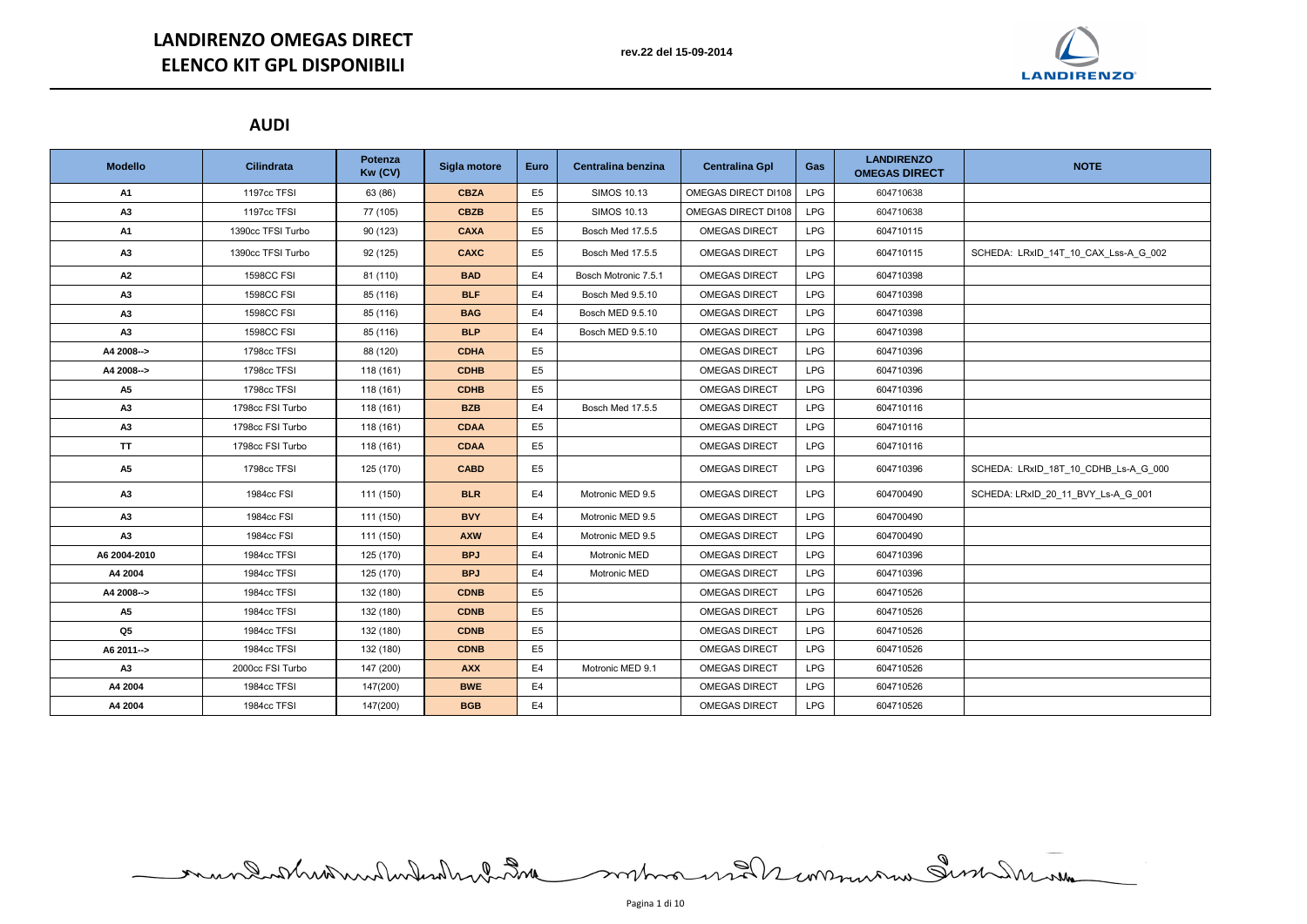# LANDIRENZO OMEGAS DIRECT
# ELENCO KIT GPL DISPONIBILI

rev.22 del 15-09-2014

## AUDI

| Modello | Cilindrata | Potenza Kw (CV) | Sigla motore | Euro | Centralina benzina | Centralina Gpl | Gas | LANDIRENZO OMEGAS DIRECT | NOTE |
|---|---|---|---|---|---|---|---|---|---|
| A1 | 1197cc TFSI | 63 (86) | CBZA | E5 | SIMOS 10.13 | OMEGAS DIRECT DI108 | LPG | 604710638 | |
| A3 | 1197cc TFSI | 77 (105) | CBZB | E5 | SIMOS 10.13 | OMEGAS DIRECT DI108 | LPG | 604710638 | |
| A1 | 1390cc TFSI Turbo | 90 (123) | CAXA | E5 | Bosch Med 17.5.5 | OMEGAS DIRECT | LPG | 604710115 | |
| A3 | 1390cc TFSI Turbo | 92 (125) | CAXC | E5 | Bosch Med 17.5.5 | OMEGAS DIRECT | LPG | 604710115 | SCHEDA: LRxID_14T_10_CAX_Lss-A_G_002 |
| A2 | 1598CC FSI | 81 (110) | BAD | E4 | Bosch Motronic 7.5.1 | OMEGAS DIRECT | LPG | 604710398 | |
| A3 | 1598CC FSI | 85 (116) | BLF | E4 | Bosch Med 9.5.10 | OMEGAS DIRECT | LPG | 604710398 | |
| A3 | 1598CC FSI | 85 (116) | BAG | E4 | Bosch MED 9.5.10 | OMEGAS DIRECT | LPG | 604710398 | |
| A3 | 1598CC FSI | 85 (116) | BLP | E4 | Bosch MED 9.5.10 | OMEGAS DIRECT | LPG | 604710398 | |
| A4 2008--> | 1798cc TFSI | 88 (120) | CDHA | E5 | | OMEGAS DIRECT | LPG | 604710396 | |
| A4 2008--> | 1798cc TFSI | 118 (161) | CDHB | E5 | | OMEGAS DIRECT | LPG | 604710396 | |
| A5 | 1798cc TFSI | 118 (161) | CDHB | E5 | | OMEGAS DIRECT | LPG | 604710396 | |
| A3 | 1798cc FSI Turbo | 118 (161) | BZB | E4 | Bosch Med 17.5.5 | OMEGAS DIRECT | LPG | 604710116 | |
| A3 | 1798cc FSI Turbo | 118 (161) | CDAA | E5 | | OMEGAS DIRECT | LPG | 604710116 | |
| TT | 1798cc FSI Turbo | 118 (161) | CDAA | E5 | | OMEGAS DIRECT | LPG | 604710116 | |
| A5 | 1798cc TFSI | 125 (170) | CABD | E5 | | OMEGAS DIRECT | LPG | 604710396 | SCHEDA: LRxID_18T_10_CDHB_Ls-A_G_000 |
| A3 | 1984cc FSI | 111 (150) | BLR | E4 | Motronic MED 9.5 | OMEGAS DIRECT | LPG | 604700490 | SCHEDA: LRxID_20_11_BVY_Ls-A_G_001 |
| A3 | 1984cc FSI | 111 (150) | BVY | E4 | Motronic MED 9.5 | OMEGAS DIRECT | LPG | 604700490 | |
| A3 | 1984cc FSI | 111 (150) | AXW | E4 | Motronic MED 9.5 | OMEGAS DIRECT | LPG | 604700490 | |
| A6 2004-2010 | 1984cc TFSI | 125 (170) | BPJ | E4 | Motronic MED | OMEGAS DIRECT | LPG | 604710396 | |
| A4 2004 | 1984cc TFSI | 125 (170) | BPJ | E4 | Motronic MED | OMEGAS DIRECT | LPG | 604710396 | |
| A4 2008--> | 1984cc TFSI | 132 (180) | CDNB | E5 | | OMEGAS DIRECT | LPG | 604710526 | |
| A5 | 1984cc TFSI | 132 (180) | CDNB | E5 | | OMEGAS DIRECT | LPG | 604710526 | |
| Q5 | 1984cc TFSI | 132 (180) | CDNB | E5 | | OMEGAS DIRECT | LPG | 604710526 | |
| A6 2011--> | 1984cc TFSI | 132 (180) | CDNB | E5 | | OMEGAS DIRECT | LPG | 604710526 | |
| A3 | 2000cc FSI Turbo | 147 (200) | AXX | E4 | Motronic MED 9.1 | OMEGAS DIRECT | LPG | 604710526 | |
| A4 2004 | 1984cc TFSI | 147(200) | BWE | E4 | | OMEGAS DIRECT | LPG | 604710526 | |
| A4 2004 | 1984cc TFSI | 147(200) | BGB | E4 | | OMEGAS DIRECT | LPG | 604710526 | |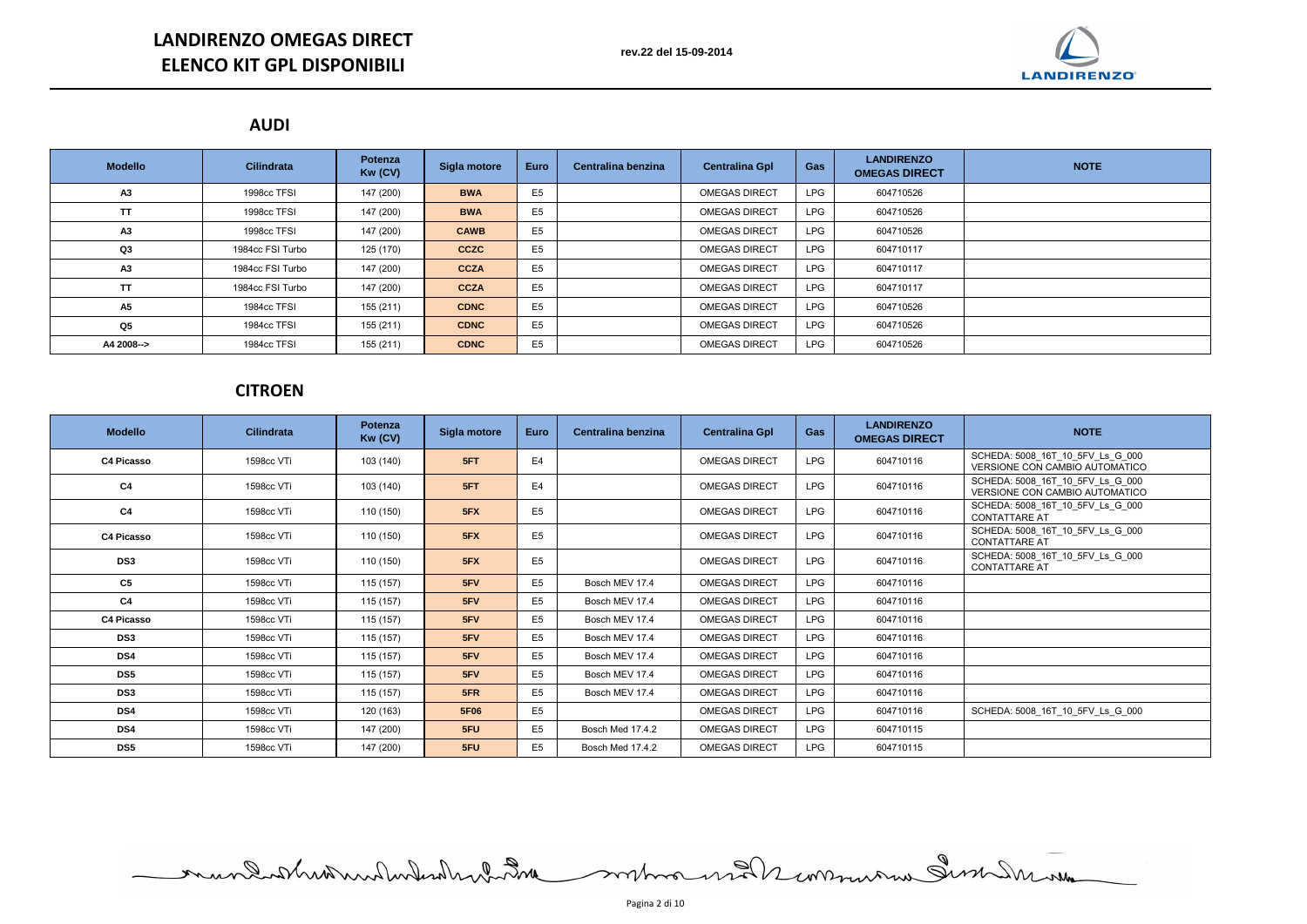## AUDI

| Modello | Cilindrata | Potenza Kw (CV) | Sigla motore | Euro | Centralina benzina | Centralina Gpl | Gas | LANDIRENZO OMEGAS DIRECT | NOTE |
|---|---|---|---|---|---|---|---|---|---|
| A3 | 1998cc TFSI | 147 (200) | BWA | E5 | | OMEGAS DIRECT | LPG | 604710526 | |
| TT | 1998cc TFSI | 147 (200) | BWA | E5 | | OMEGAS DIRECT | LPG | 604710526 | |
| A3 | 1998cc TFSI | 147 (200) | CAWB | E5 | | OMEGAS DIRECT | LPG | 604710526 | |
| Q3 | 1984cc FSI Turbo | 125 (170) | CCZC | E5 | | OMEGAS DIRECT | LPG | 604710117 | |
| A3 | 1984cc FSI Turbo | 147 (200) | CCZA | E5 | | OMEGAS DIRECT | LPG | 604710117 | |
| TT | 1984cc FSI Turbo | 147 (200) | CCZA | E5 | | OMEGAS DIRECT | LPG | 604710117 | |
| A5 | 1984cc TFSI | 155 (211) | CDNC | E5 | | OMEGAS DIRECT | LPG | 604710526 | |
| Q5 | 1984cc TFSI | 155 (211) | CDNC | E5 | | OMEGAS DIRECT | LPG | 604710526 | |
| A4 2008--> | 1984cc TFSI | 155 (211) | CDNC | E5 | | OMEGAS DIRECT | LPG | 604710526 | |

## CITROEN

| Modello | Cilindrata | Potenza Kw (CV) | Sigla motore | Euro | Centralina benzina | Centralina Gpl | Gas | LANDIRENZO OMEGAS DIRECT | NOTE |
|---|---|---|---|---|---|---|---|---|---|
| C4 Picasso | 1598cc VTi | 103 (140) | 5FT | E4 | | OMEGAS DIRECT | LPG | 604710116 | SCHEDA: 5008_16T_10_5FV_Ls_G_000 VERSIONE CON CAMBIO AUTOMATICO |
| C4 | 1598cc VTi | 103 (140) | 5FT | E4 | | OMEGAS DIRECT | LPG | 604710116 | SCHEDA: 5008_16T_10_5FV_Ls_G_000 VERSIONE CON CAMBIO AUTOMATICO |
| C4 | 1598cc VTi | 110 (150) | 5FX | E5 | | OMEGAS DIRECT | LPG | 604710116 | SCHEDA: 5008_16T_10_5FV_Ls_G_000 CONTATTARE AT |
| C4 Picasso | 1598cc VTi | 110 (150) | 5FX | E5 | | OMEGAS DIRECT | LPG | 604710116 | SCHEDA: 5008_16T_10_5FV_Ls_G_000 CONTATTARE AT |
| DS3 | 1598cc VTi | 110 (150) | 5FX | E5 | | OMEGAS DIRECT | LPG | 604710116 | SCHEDA: 5008_16T_10_5FV_Ls_G_000 CONTATTARE AT |
| C5 | 1598cc VTi | 115 (157) | 5FV | E5 | Bosch MEV 17.4 | OMEGAS DIRECT | LPG | 604710116 | |
| C4 | 1598cc VTi | 115 (157) | 5FV | E5 | Bosch MEV 17.4 | OMEGAS DIRECT | LPG | 604710116 | |
| C4 Picasso | 1598cc VTi | 115 (157) | 5FV | E5 | Bosch MEV 17.4 | OMEGAS DIRECT | LPG | 604710116 | |
| DS3 | 1598cc VTi | 115 (157) | 5FV | E5 | Bosch MEV 17.4 | OMEGAS DIRECT | LPG | 604710116 | |
| DS4 | 1598cc VTi | 115 (157) | 5FV | E5 | Bosch MEV 17.4 | OMEGAS DIRECT | LPG | 604710116 | |
| DS5 | 1598cc VTi | 115 (157) | 5FV | E5 | Bosch MEV 17.4 | OMEGAS DIRECT | LPG | 604710116 | |
| DS3 | 1598cc VTi | 115 (157) | 5FR | E5 | Bosch MEV 17.4 | OMEGAS DIRECT | LPG | 604710116 | |
| DS4 | 1598cc VTi | 120 (163) | 5F06 | E5 | | OMEGAS DIRECT | LPG | 604710116 | SCHEDA: 5008_16T_10_5FV_Ls_G_000 |
| DS4 | 1598cc VTi | 147 (200) | 5FU | E5 | Bosch Med 17.4.2 | OMEGAS DIRECT | LPG | 604710115 | |
| DS5 | 1598cc VTi | 147 (200) | 5FU | E5 | Bosch Med 17.4.2 | OMEGAS DIRECT | LPG | 604710115 | |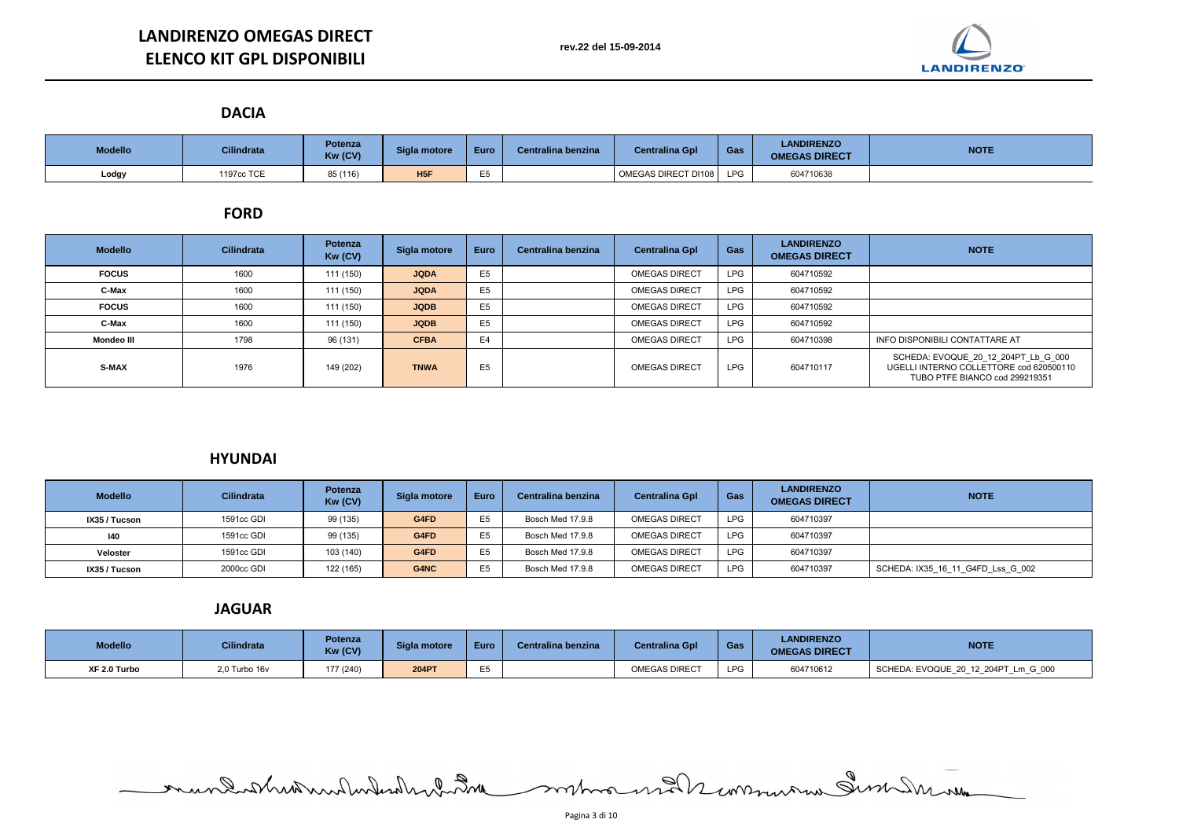## DACIA

| Modello | Cilindrata | Potenza Kw (CV) | Sigla motore | Euro | Centralina benzina | Centralina Gpl | Gas | LANDIRENZO OMEGAS DIRECT | NOTE |
|---|---|---|---|---|---|---|---|---|---|
| Lodgy | 1197cc TCE | 85 (116) | H5F | E5 | | OMEGAS DIRECT DI108 | LPG | 604710638 | |

## FORD

| Modello | Cilindrata | Potenza Kw (CV) | Sigla motore | Euro | Centralina benzina | Centralina Gpl | Gas | LANDIRENZO OMEGAS DIRECT | NOTE |
|---|---|---|---|---|---|---|---|---|---|
| FOCUS | 1600 | 111 (150) | JQDA | E5 | | OMEGAS DIRECT | LPG | 604710592 | |
| C-Max | 1600 | 111 (150) | JQDA | E5 | | OMEGAS DIRECT | LPG | 604710592 | |
| FOCUS | 1600 | 111 (150) | JQDB | E5 | | OMEGAS DIRECT | LPG | 604710592 | |
| C-Max | 1600 | 111 (150) | JQDB | E5 | | OMEGAS DIRECT | LPG | 604710592 | |
| Mondeo III | 1798 | 96 (131) | CFBA | E4 | | OMEGAS DIRECT | LPG | 604710398 | INFO DISPONIBILI CONTATTARE AT |
| S-MAX | 1976 | 149 (202) | TNWA | E5 | | OMEGAS DIRECT | LPG | 604710117 | SCHEDA: EVOQUE_20_12_204PT_Lb_G_000 UGELLI INTERNO COLLETTORE cod 620500110 TUBO PTFE BIANCO cod 299219351 |

## HYUNDAI

| Modello | Cilindrata | Potenza Kw (CV) | Sigla motore | Euro | Centralina benzina | Centralina Gpl | Gas | LANDIRENZO OMEGAS DIRECT | NOTE |
|---|---|---|---|---|---|---|---|---|---|
| IX35 / Tucson | 1591cc GDI | 99 (135) | G4FD | E5 | Bosch Med 17.9.8 | OMEGAS DIRECT | LPG | 604710397 | |
| I40 | 1591cc GDI | 99 (135) | G4FD | E5 | Bosch Med 17.9.8 | OMEGAS DIRECT | LPG | 604710397 | |
| Veloster | 1591cc GDI | 103 (140) | G4FD | E5 | Bosch Med 17.9.8 | OMEGAS DIRECT | LPG | 604710397 | |
| IX35 / Tucson | 2000cc GDI | 122 (165) | G4NC | E5 | Bosch Med 17.9.8 | OMEGAS DIRECT | LPG | 604710397 | SCHEDA: IX35_16_11_G4FD_Lss_G_002 |

## JAGUAR

| Modello | Cilindrata | Potenza Kw (CV) | Sigla motore | Euro | Centralina benzina | Centralina Gpl | Gas | LANDIRENZO OMEGAS DIRECT | NOTE |
|---|---|---|---|---|---|---|---|---|---|
| XF 2.0 Turbo | 2,0 Turbo 16v | 177 (240) | 204PT | E5 | | OMEGAS DIRECT | LPG | 604710612 | SCHEDA: EVOQUE_20_12_204PT_Lm_G_000 |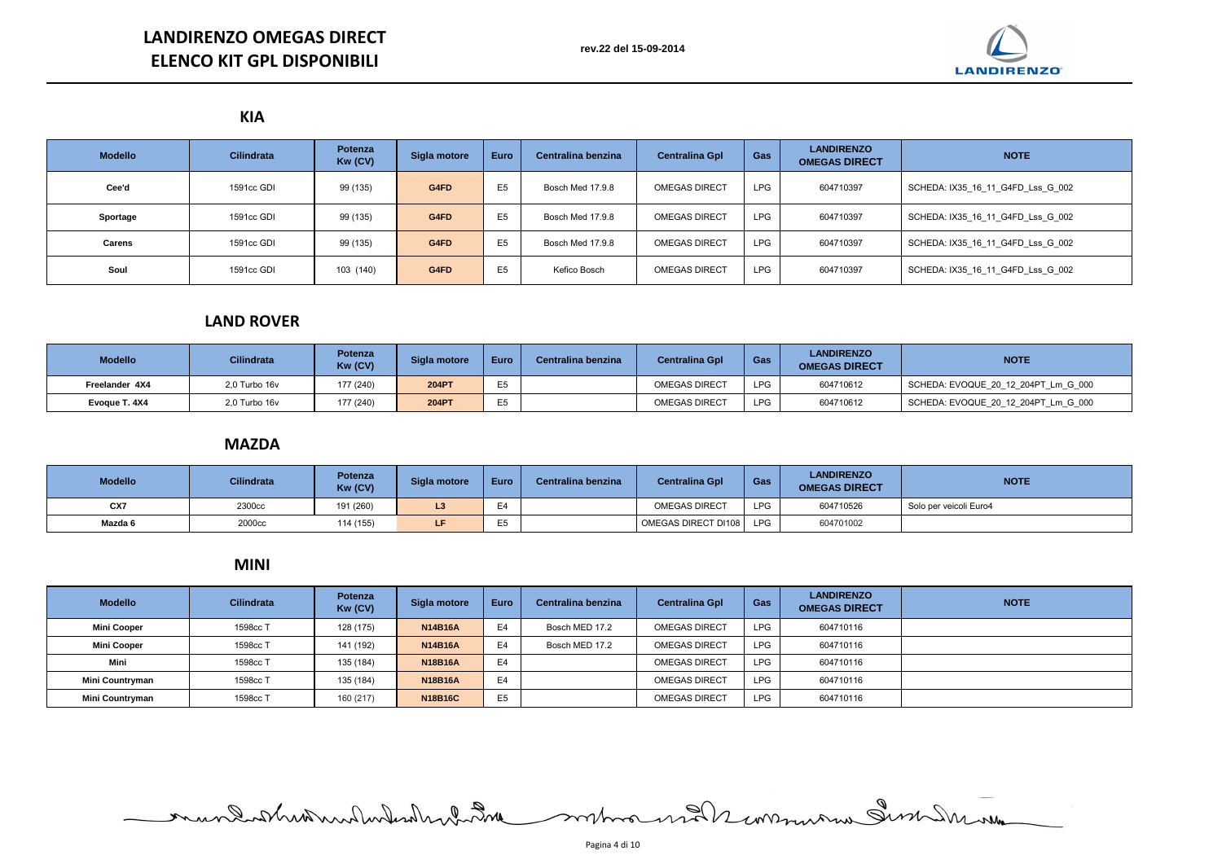# LANDIRENZO OMEGAS DIRECT
# ELENCO KIT GPL DISPONIBILI

rev.22 del 15-09-2014

## KIA

| Modello | Cilindrata | Potenza Kw (CV) | Sigla motore | Euro | Centralina benzina | Centralina Gpl | Gas | LANDIRENZO OMEGAS DIRECT | NOTE |
|---|---|---|---|---|---|---|---|---|---|
| Cee'd | 1591cc GDI | 99 (135) | G4FD | E5 | Bosch Med 17.9.8 | OMEGAS DIRECT | LPG | 604710397 | SCHEDA: IX35_16_11_G4FD_Lss_G_002 |
| Sportage | 1591cc GDI | 99 (135) | G4FD | E5 | Bosch Med 17.9.8 | OMEGAS DIRECT | LPG | 604710397 | SCHEDA: IX35_16_11_G4FD_Lss_G_002 |
| Carens | 1591cc GDI | 99 (135) | G4FD | E5 | Bosch Med 17.9.8 | OMEGAS DIRECT | LPG | 604710397 | SCHEDA: IX35_16_11_G4FD_Lss_G_002 |
| Soul | 1591cc GDI | 103 (140) | G4FD | E5 | Kefico Bosch | OMEGAS DIRECT | LPG | 604710397 | SCHEDA: IX35_16_11_G4FD_Lss_G_002 |

## LAND ROVER

| Modello | Cilindrata | Potenza Kw (CV) | Sigla motore | Euro | Centralina benzina | Centralina Gpl | Gas | LANDIRENZO OMEGAS DIRECT | NOTE |
|---|---|---|---|---|---|---|---|---|---|
| Freelander 4X4 | 2,0 Turbo 16v | 177 (240) | 204PT | E5 | | OMEGAS DIRECT | LPG | 604710612 | SCHEDA: EVOQUE_20_12_204PT_Lm_G_000 |
| Evoque T. 4X4 | 2,0 Turbo 16v | 177 (240) | 204PT | E5 | | OMEGAS DIRECT | LPG | 604710612 | SCHEDA: EVOQUE_20_12_204PT_Lm_G_000 |

## MAZDA

| Modello | Cilindrata | Potenza Kw (CV) | Sigla motore | Euro | Centralina benzina | Centralina Gpl | Gas | LANDIRENZO OMEGAS DIRECT | NOTE |
|---|---|---|---|---|---|---|---|---|---|
| CX7 | 2300cc | 191 (260) | L3 | E4 | | OMEGAS DIRECT | LPG | 604710526 | Solo per veicoli Euro4 |
| Mazda 6 | 2000cc | 114 (155) | LF | E5 | | OMEGAS DIRECT DI108 | LPG | 604701002 | |

## MINI

| Modello | Cilindrata | Potenza Kw (CV) | Sigla motore | Euro | Centralina benzina | Centralina Gpl | Gas | LANDIRENZO OMEGAS DIRECT | NOTE |
|---|---|---|---|---|---|---|---|---|---|
| Mini Cooper | 1598cc T | 128 (175) | N14B16A | E4 | Bosch MED 17.2 | OMEGAS DIRECT | LPG | 604710116 | |
| Mini Cooper | 1598cc T | 141 (192) | N14B16A | E4 | Bosch MED 17.2 | OMEGAS DIRECT | LPG | 604710116 | |
| Mini | 1598cc T | 135 (184) | N18B16A | E4 | | OMEGAS DIRECT | LPG | 604710116 | |
| Mini Countryman | 1598cc T | 135 (184) | N18B16A | E4 | | OMEGAS DIRECT | LPG | 604710116 | |
| Mini Countryman | 1598cc T | 160 (217) | N18B16C | E5 | | OMEGAS DIRECT | LPG | 604710116 | |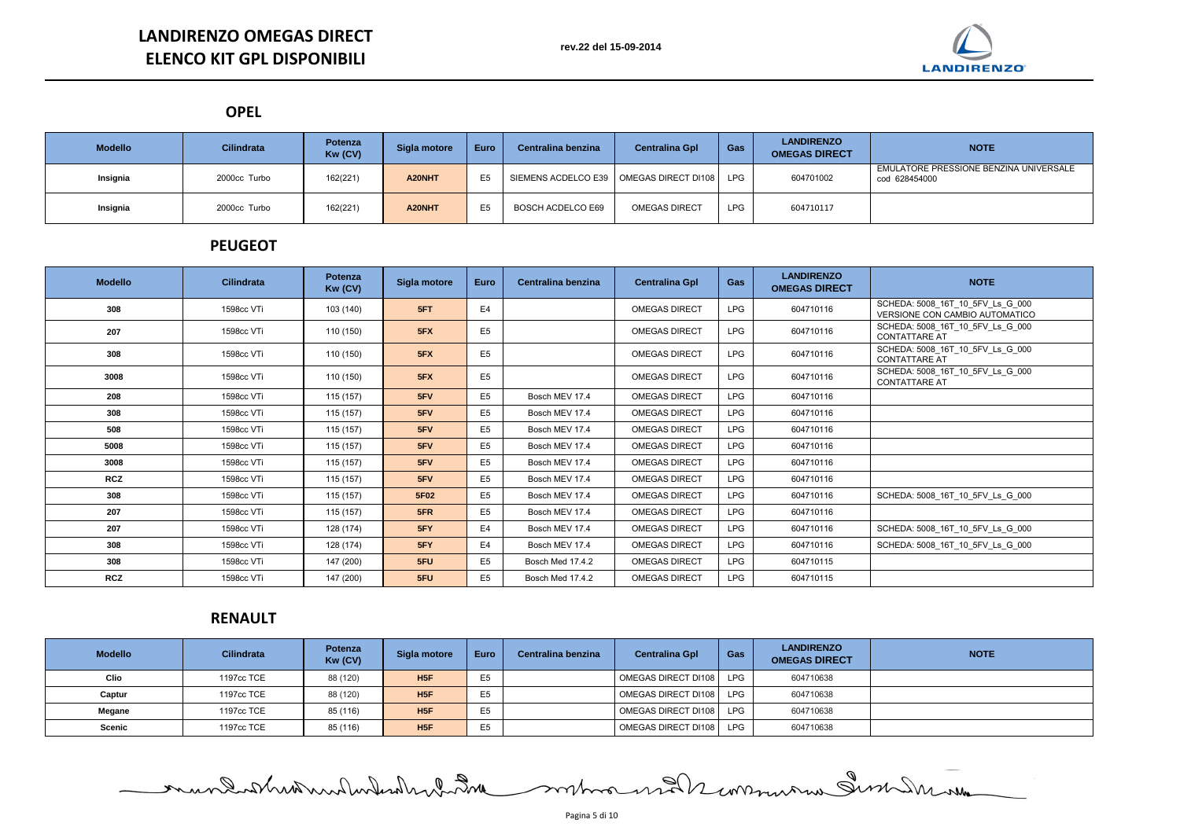# LANDIRENZO OMEGAS DIRECT
# ELENCO KIT GPL DISPONIBILI

rev.22 del 15-09-2014

## OPEL

| Modello | Cilindrata | Potenza Kw (CV) | Sigla motore | Euro | Centralina benzina | Centralina Gpl | Gas | LANDIRENZO OMEGAS DIRECT | NOTE |
|---|---|---|---|---|---|---|---|---|---|
| Insignia | 2000cc Turbo | 162(221) | A20NHT | E5 | SIEMENS ACDELCO E39 | OMEGAS DIRECT DI108 | LPG | 604701002 | EMULATORE PRESSIONE BENZINA UNIVERSALE cod 628454000 |
| Insignia | 2000cc Turbo | 162(221) | A20NHT | E5 | BOSCH ACDELCO E69 | OMEGAS DIRECT | LPG | 604710117 | |

## PEUGEOT

| Modello | Cilindrata | Potenza Kw (CV) | Sigla motore | Euro | Centralina benzina | Centralina Gpl | Gas | LANDIRENZO OMEGAS DIRECT | NOTE |
|---|---|---|---|---|---|---|---|---|---|
| 308 | 1598cc VTi | 103 (140) | 5FT | E4 | | OMEGAS DIRECT | LPG | 604710116 | SCHEDA: 5008_16T_10_5FV_Ls_G_000 VERSIONE CON CAMBIO AUTOMATICO |
| 207 | 1598cc VTi | 110 (150) | 5FX | E5 | | OMEGAS DIRECT | LPG | 604710116 | SCHEDA: 5008_16T_10_5FV_Ls_G_000 CONTATTARE AT |
| 308 | 1598cc VTi | 110 (150) | 5FX | E5 | | OMEGAS DIRECT | LPG | 604710116 | SCHEDA: 5008_16T_10_5FV_Ls_G_000 CONTATTARE AT |
| 3008 | 1598cc VTi | 110 (150) | 5FX | E5 | | OMEGAS DIRECT | LPG | 604710116 | SCHEDA: 5008_16T_10_5FV_Ls_G_000 CONTATTARE AT |
| 208 | 1598cc VTi | 115 (157) | 5FV | E5 | Bosch MEV 17.4 | OMEGAS DIRECT | LPG | 604710116 | |
| 308 | 1598cc VTi | 115 (157) | 5FV | E5 | Bosch MEV 17.4 | OMEGAS DIRECT | LPG | 604710116 | |
| 508 | 1598cc VTi | 115 (157) | 5FV | E5 | Bosch MEV 17.4 | OMEGAS DIRECT | LPG | 604710116 | |
| 5008 | 1598cc VTi | 115 (157) | 5FV | E5 | Bosch MEV 17.4 | OMEGAS DIRECT | LPG | 604710116 | |
| 3008 | 1598cc VTi | 115 (157) | 5FV | E5 | Bosch MEV 17.4 | OMEGAS DIRECT | LPG | 604710116 | |
| RCZ | 1598cc VTi | 115 (157) | 5FV | E5 | Bosch MEV 17.4 | OMEGAS DIRECT | LPG | 604710116 | |
| 308 | 1598cc VTi | 115 (157) | 5F02 | E5 | Bosch MEV 17.4 | OMEGAS DIRECT | LPG | 604710116 | SCHEDA: 5008_16T_10_5FV_Ls_G_000 |
| 207 | 1598cc VTi | 115 (157) | 5FR | E5 | Bosch MEV 17.4 | OMEGAS DIRECT | LPG | 604710116 | |
| 207 | 1598cc VTi | 128 (174) | 5FY | E4 | Bosch MEV 17.4 | OMEGAS DIRECT | LPG | 604710116 | SCHEDA: 5008_16T_10_5FV_Ls_G_000 |
| 308 | 1598cc VTi | 128 (174) | 5FY | E4 | Bosch MEV 17.4 | OMEGAS DIRECT | LPG | 604710116 | SCHEDA: 5008_16T_10_5FV_Ls_G_000 |
| 308 | 1598cc VTi | 147 (200) | 5FU | E5 | Bosch Med 17.4.2 | OMEGAS DIRECT | LPG | 604710115 | |
| RCZ | 1598cc VTi | 147 (200) | 5FU | E5 | Bosch Med 17.4.2 | OMEGAS DIRECT | LPG | 604710115 | |

## RENAULT

| Modello | Cilindrata | Potenza Kw (CV) | Sigla motore | Euro | Centralina benzina | Centralina Gpl | Gas | LANDIRENZO OMEGAS DIRECT | NOTE |
|---|---|---|---|---|---|---|---|---|---|
| Clio | 1197cc TCE | 88 (120) | H5F | E5 | | OMEGAS DIRECT DI108 | LPG | 604710638 | |
| Captur | 1197cc TCE | 88 (120) | H5F | E5 | | OMEGAS DIRECT DI108 | LPG | 604710638 | |
| Megane | 1197cc TCE | 85 (116) | H5F | E5 | | OMEGAS DIRECT DI108 | LPG | 604710638 | |
| Scenic | 1197cc TCE | 85 (116) | H5F | E5 | | OMEGAS DIRECT DI108 | LPG | 604710638 | |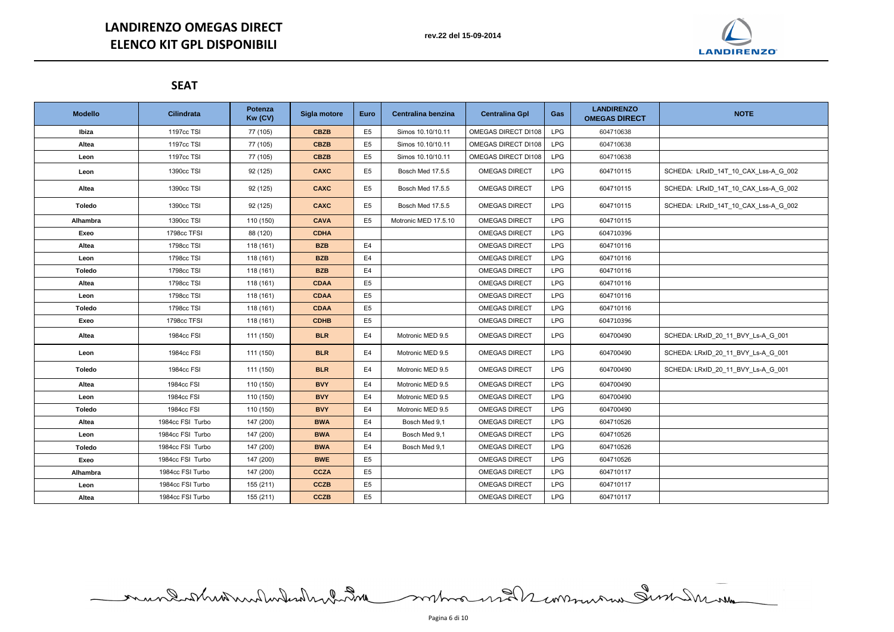# LANDIRENZO OMEGAS DIRECT
# ELENCO KIT GPL DISPONIBILI

rev.22 del 15-09-2014

## SEAT

| Modello | Cilindrata | Potenza Kw (CV) | Sigla motore | Euro | Centralina benzina | Centralina Gpl | Gas | LANDIRENZO OMEGAS DIRECT | NOTE |
|---|---|---|---|---|---|---|---|---|---|
| Ibiza | 1197cc TSI | 77 (105) | CBZB | E5 | Simos 10.10/10.11 | OMEGAS DIRECT DI108 | LPG | 604710638 | |
| Altea | 1197cc TSI | 77 (105) | CBZB | E5 | Simos 10.10/10.11 | OMEGAS DIRECT DI108 | LPG | 604710638 | |
| Leon | 1197cc TSI | 77 (105) | CBZB | E5 | Simos 10.10/10.11 | OMEGAS DIRECT DI108 | LPG | 604710638 | |
| Leon | 1390cc TSI | 92 (125) | CAXC | E5 | Bosch Med 17.5.5 | OMEGAS DIRECT | LPG | 604710115 | SCHEDA: LRxID_14T_10_CAX_Lss-A_G_002 |
| Altea | 1390cc TSI | 92 (125) | CAXC | E5 | Bosch Med 17.5.5 | OMEGAS DIRECT | LPG | 604710115 | SCHEDA: LRxID_14T_10_CAX_Lss-A_G_002 |
| Toledo | 1390cc TSI | 92 (125) | CAXC | E5 | Bosch Med 17.5.5 | OMEGAS DIRECT | LPG | 604710115 | SCHEDA: LRxID_14T_10_CAX_Lss-A_G_002 |
| Alhambra | 1390cc TSI | 110 (150) | CAVA | E5 | Motronic MED 17.5.10 | OMEGAS DIRECT | LPG | 604710115 | |
| Exeo | 1798cc TFSI | 88 (120) | CDHA | | | OMEGAS DIRECT | LPG | 604710396 | |
| Altea | 1798cc TSI | 118 (161) | BZB | E4 | | OMEGAS DIRECT | LPG | 604710116 | |
| Leon | 1798cc TSI | 118 (161) | BZB | E4 | | OMEGAS DIRECT | LPG | 604710116 | |
| Toledo | 1798cc TSI | 118 (161) | BZB | E4 | | OMEGAS DIRECT | LPG | 604710116 | |
| Altea | 1798cc TSI | 118 (161) | CDAA | E5 | | OMEGAS DIRECT | LPG | 604710116 | |
| Leon | 1798cc TSI | 118 (161) | CDAA | E5 | | OMEGAS DIRECT | LPG | 604710116 | |
| Toledo | 1798cc TSI | 118 (161) | CDAA | E5 | | OMEGAS DIRECT | LPG | 604710116 | |
| Exeo | 1798cc TFSI | 118 (161) | CDHB | E5 | | OMEGAS DIRECT | LPG | 604710396 | |
| Altea | 1984cc FSI | 111 (150) | BLR | E4 | Motronic MED 9.5 | OMEGAS DIRECT | LPG | 604700490 | SCHEDA: LRxID_20_11_BVY_Ls-A_G_001 |
| Leon | 1984cc FSI | 111 (150) | BLR | E4 | Motronic MED 9.5 | OMEGAS DIRECT | LPG | 604700490 | SCHEDA: LRxID_20_11_BVY_Ls-A_G_001 |
| Toledo | 1984cc FSI | 111 (150) | BLR | E4 | Motronic MED 9.5 | OMEGAS DIRECT | LPG | 604700490 | SCHEDA: LRxID_20_11_BVY_Ls-A_G_001 |
| Altea | 1984cc FSI | 110 (150) | BVY | E4 | Motronic MED 9.5 | OMEGAS DIRECT | LPG | 604700490 | |
| Leon | 1984cc FSI | 110 (150) | BVY | E4 | Motronic MED 9.5 | OMEGAS DIRECT | LPG | 604700490 | |
| Toledo | 1984cc FSI | 110 (150) | BVY | E4 | Motronic MED 9.5 | OMEGAS DIRECT | LPG | 604700490 | |
| Altea | 1984cc FSI Turbo | 147 (200) | BWA | E4 | Bosch Med 9,1 | OMEGAS DIRECT | LPG | 604710526 | |
| Leon | 1984cc FSI Turbo | 147 (200) | BWA | E4 | Bosch Med 9,1 | OMEGAS DIRECT | LPG | 604710526 | |
| Toledo | 1984cc FSI Turbo | 147 (200) | BWA | E4 | Bosch Med 9,1 | OMEGAS DIRECT | LPG | 604710526 | |
| Exeo | 1984cc FSI Turbo | 147 (200) | BWE | E5 | | OMEGAS DIRECT | LPG | 604710526 | |
| Alhambra | 1984cc FSI Turbo | 147 (200) | CCZA | E5 | | OMEGAS DIRECT | LPG | 604710117 | |
| Leon | 1984cc FSI Turbo | 155 (211) | CCZB | E5 | | OMEGAS DIRECT | LPG | 604710117 | |
| Altea | 1984cc FSI Turbo | 155 (211) | CCZB | E5 | | OMEGAS DIRECT | LPG | 604710117 | |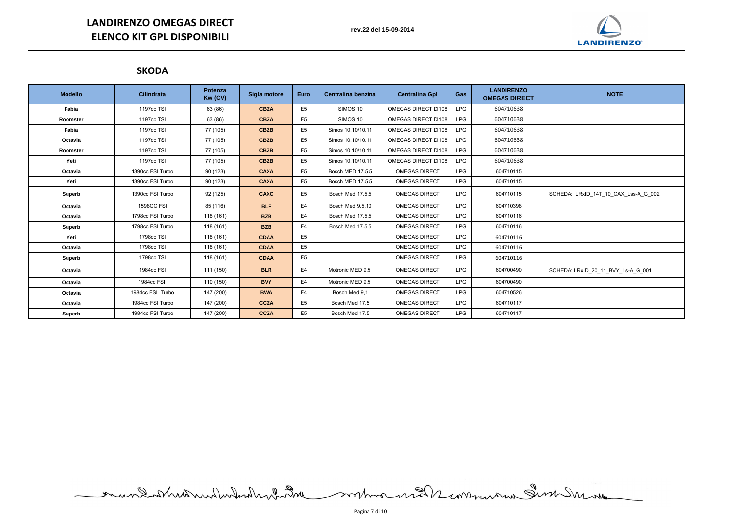# LANDIRENZO OMEGAS DIRECT
# ELENCO KIT GPL DISPONIBILI

rev.22 del 15-09-2014

## SKODA

| Modello | Cilindrata | Potenza Kw (CV) | Sigla motore | Euro | Centralina benzina | Centralina Gpl | Gas | LANDIRENZO OMEGAS DIRECT | NOTE |
|---|---|---|---|---|---|---|---|---|---|
| Fabia | 1197cc TSI | 63 (86) | CBZA | E5 | SIMOS 10 | OMEGAS DIRECT DI108 | LPG | 604710638 | |
| Roomster | 1197cc TSI | 63 (86) | CBZA | E5 | SIMOS 10 | OMEGAS DIRECT DI108 | LPG | 604710638 | |
| Fabia | 1197cc TSI | 77 (105) | CBZB | E5 | Simos 10.10/10.11 | OMEGAS DIRECT DI108 | LPG | 604710638 | |
| Octavia | 1197cc TSI | 77 (105) | CBZB | E5 | Simos 10.10/10.11 | OMEGAS DIRECT DI108 | LPG | 604710638 | |
| Roomster | 1197cc TSI | 77 (105) | CBZB | E5 | Simos 10.10/10.11 | OMEGAS DIRECT DI108 | LPG | 604710638 | |
| Yeti | 1197cc TSI | 77 (105) | CBZB | E5 | Simos 10.10/10.11 | OMEGAS DIRECT DI108 | LPG | 604710638 | |
| Octavia | 1390cc FSI Turbo | 90 (123) | CAXA | E5 | Bosch MED 17.5.5 | OMEGAS DIRECT | LPG | 604710115 | |
| Yeti | 1390cc FSI Turbo | 90 (123) | CAXA | E5 | Bosch MED 17.5.5 | OMEGAS DIRECT | LPG | 604710115 | |
| Superb | 1390cc FSI Turbo | 92 (125) | CAXC | E5 | Bosch Med 17.5.5 | OMEGAS DIRECT | LPG | 604710115 | SCHEDA: LRxID_14T_10_CAX_Lss-A_G_002 |
| Octavia | 1598CC FSI | 85 (116) | BLF | E4 | Bosch Med 9.5.10 | OMEGAS DIRECT | LPG | 604710398 | |
| Octavia | 1798cc FSI Turbo | 118 (161) | BZB | E4 | Bosch Med 17.5.5 | OMEGAS DIRECT | LPG | 604710116 | |
| Superb | 1798cc FSI Turbo | 118 (161) | BZB | E4 | Bosch Med 17.5.5 | OMEGAS DIRECT | LPG | 604710116 | |
| Yeti | 1798cc TSI | 118 (161) | CDAA | E5 | | OMEGAS DIRECT | LPG | 604710116 | |
| Octavia | 1798cc TSI | 118 (161) | CDAA | E5 | | OMEGAS DIRECT | LPG | 604710116 | |
| Superb | 1798cc TSI | 118 (161) | CDAA | E5 | | OMEGAS DIRECT | LPG | 604710116 | |
| Octavia | 1984cc FSI | 111 (150) | BLR | E4 | Motronic MED 9.5 | OMEGAS DIRECT | LPG | 604700490 | SCHEDA: LRxID_20_11_BVY_Ls-A_G_001 |
| Octavia | 1984cc FSI | 110 (150) | BVY | E4 | Motronic MED 9.5 | OMEGAS DIRECT | LPG | 604700490 | |
| Octavia | 1984cc FSI Turbo | 147 (200) | BWA | E4 | Bosch Med 9,1 | OMEGAS DIRECT | LPG | 604710526 | |
| Octavia | 1984cc FSI Turbo | 147 (200) | CCZA | E5 | Bosch Med 17.5 | OMEGAS DIRECT | LPG | 604710117 | |
| Superb | 1984cc FSI Turbo | 147 (200) | CCZA | E5 | Bosch Med 17.5 | OMEGAS DIRECT | LPG | 604710117 | |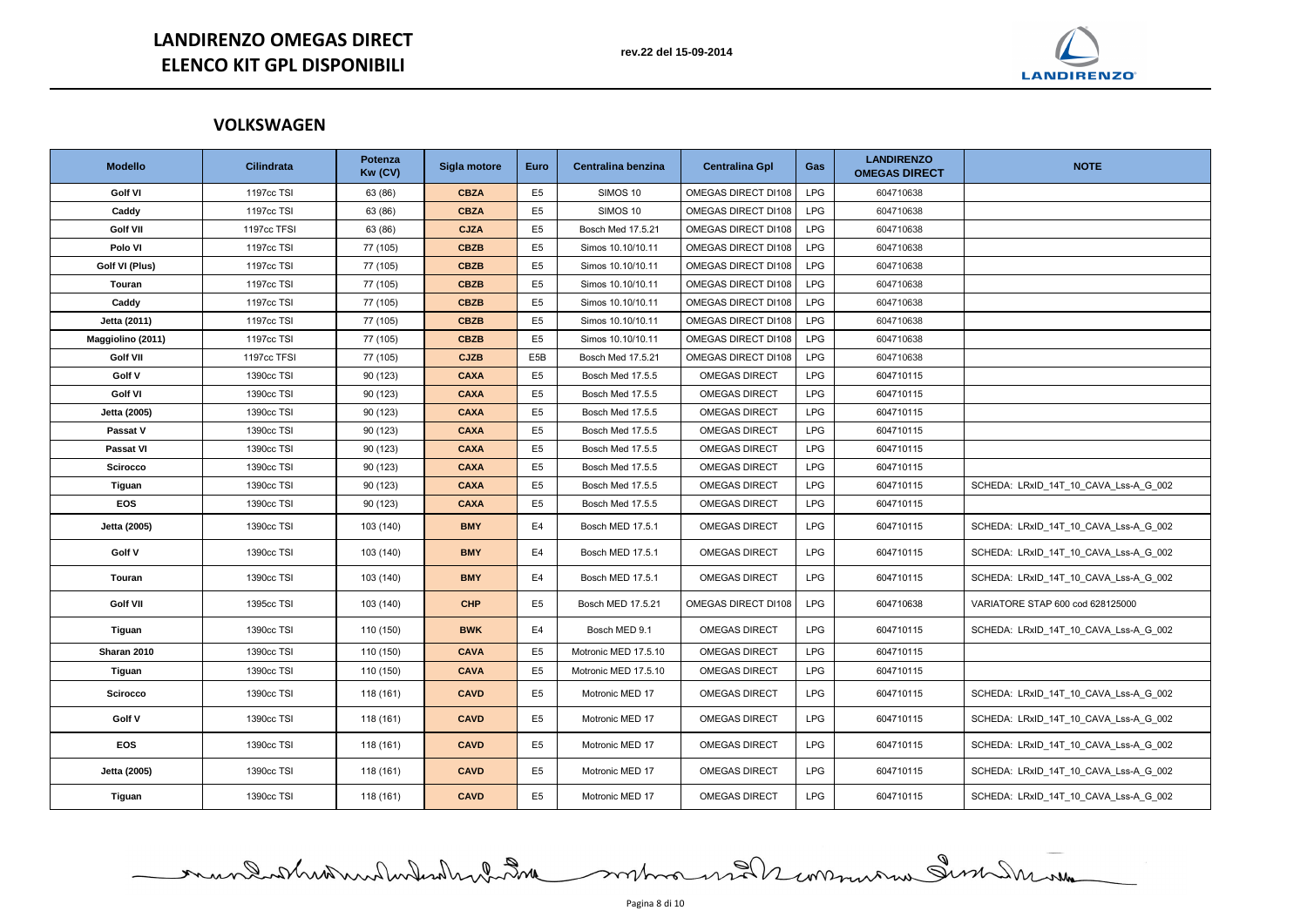# LANDIRENZO OMEGAS DIRECT
# ELENCO KIT GPL DISPONIBILI

rev.22 del 15-09-2014

## VOLKSWAGEN

| Modello | Cilindrata | Potenza Kw (CV) | Sigla motore | Euro | Centralina benzina | Centralina Gpl | Gas | LANDIRENZO OMEGAS DIRECT | NOTE |
|---|---|---|---|---|---|---|---|---|---|
| Golf VI | 1197cc TSI | 63 (86) | CBZA | E5 | SIMOS 10 | OMEGAS DIRECT DI108 | LPG | 604710638 | |
| Caddy | 1197cc TSI | 63 (86) | CBZA | E5 | SIMOS 10 | OMEGAS DIRECT DI108 | LPG | 604710638 | |
| Golf VII | 1197cc TFSI | 63 (86) | CJZA | E5 | Bosch Med 17.5.21 | OMEGAS DIRECT DI108 | LPG | 604710638 | |
| Polo VI | 1197cc TSI | 77 (105) | CBZB | E5 | Simos 10.10/10.11 | OMEGAS DIRECT DI108 | LPG | 604710638 | |
| Golf VI (Plus) | 1197cc TSI | 77 (105) | CBZB | E5 | Simos 10.10/10.11 | OMEGAS DIRECT DI108 | LPG | 604710638 | |
| Touran | 1197cc TSI | 77 (105) | CBZB | E5 | Simos 10.10/10.11 | OMEGAS DIRECT DI108 | LPG | 604710638 | |
| Caddy | 1197cc TSI | 77 (105) | CBZB | E5 | Simos 10.10/10.11 | OMEGAS DIRECT DI108 | LPG | 604710638 | |
| Jetta (2011) | 1197cc TSI | 77 (105) | CBZB | E5 | Simos 10.10/10.11 | OMEGAS DIRECT DI108 | LPG | 604710638 | |
| Maggiolino (2011) | 1197cc TSI | 77 (105) | CBZB | E5 | Simos 10.10/10.11 | OMEGAS DIRECT DI108 | LPG | 604710638 | |
| Golf VII | 1197cc TFSI | 77 (105) | CJZB | E5B | Bosch Med 17.5.21 | OMEGAS DIRECT DI108 | LPG | 604710638 | |
| Golf V | 1390cc TSI | 90 (123) | CAXA | E5 | Bosch Med 17.5.5 | OMEGAS DIRECT | LPG | 604710115 | |
| Golf VI | 1390cc TSI | 90 (123) | CAXA | E5 | Bosch Med 17.5.5 | OMEGAS DIRECT | LPG | 604710115 | |
| Jetta (2005) | 1390cc TSI | 90 (123) | CAXA | E5 | Bosch Med 17.5.5 | OMEGAS DIRECT | LPG | 604710115 | |
| Passat V | 1390cc TSI | 90 (123) | CAXA | E5 | Bosch Med 17.5.5 | OMEGAS DIRECT | LPG | 604710115 | |
| Passat VI | 1390cc TSI | 90 (123) | CAXA | E5 | Bosch Med 17.5.5 | OMEGAS DIRECT | LPG | 604710115 | |
| Scirocco | 1390cc TSI | 90 (123) | CAXA | E5 | Bosch Med 17.5.5 | OMEGAS DIRECT | LPG | 604710115 | |
| Tiguan | 1390cc TSI | 90 (123) | CAXA | E5 | Bosch Med 17.5.5 | OMEGAS DIRECT | LPG | 604710115 | SCHEDA: LRxID_14T_10_CAVA_Lss-A_G_002 |
| EOS | 1390cc TSI | 90 (123) | CAXA | E5 | Bosch Med 17.5.5 | OMEGAS DIRECT | LPG | 604710115 | |
| Jetta (2005) | 1390cc TSI | 103 (140) | BMY | E4 | Bosch MED 17.5.1 | OMEGAS DIRECT | LPG | 604710115 | SCHEDA: LRxID_14T_10_CAVA_Lss-A_G_002 |
| Golf V | 1390cc TSI | 103 (140) | BMY | E4 | Bosch MED 17.5.1 | OMEGAS DIRECT | LPG | 604710115 | SCHEDA: LRxID_14T_10_CAVA_Lss-A_G_002 |
| Touran | 1390cc TSI | 103 (140) | BMY | E4 | Bosch MED 17.5.1 | OMEGAS DIRECT | LPG | 604710115 | SCHEDA: LRxID_14T_10_CAVA_Lss-A_G_002 |
| Golf VII | 1395cc TSI | 103 (140) | CHP | E5 | Bosch MED 17.5.21 | OMEGAS DIRECT DI108 | LPG | 604710638 | VARIATORE STAP 600 cod 628125000 |
| Tiguan | 1390cc TSI | 110 (150) | BWK | E4 | Bosch MED 9.1 | OMEGAS DIRECT | LPG | 604710115 | SCHEDA: LRxID_14T_10_CAVA_Lss-A_G_002 |
| Sharan 2010 | 1390cc TSI | 110 (150) | CAVA | E5 | Motronic MED 17.5.10 | OMEGAS DIRECT | LPG | 604710115 | |
| Tiguan | 1390cc TSI | 110 (150) | CAVA | E5 | Motronic MED 17.5.10 | OMEGAS DIRECT | LPG | 604710115 | |
| Scirocco | 1390cc TSI | 118 (161) | CAVD | E5 | Motronic MED 17 | OMEGAS DIRECT | LPG | 604710115 | SCHEDA: LRxID_14T_10_CAVA_Lss-A_G_002 |
| Golf V | 1390cc TSI | 118 (161) | CAVD | E5 | Motronic MED 17 | OMEGAS DIRECT | LPG | 604710115 | SCHEDA: LRxID_14T_10_CAVA_Lss-A_G_002 |
| EOS | 1390cc TSI | 118 (161) | CAVD | E5 | Motronic MED 17 | OMEGAS DIRECT | LPG | 604710115 | SCHEDA: LRxID_14T_10_CAVA_Lss-A_G_002 |
| Jetta (2005) | 1390cc TSI | 118 (161) | CAVD | E5 | Motronic MED 17 | OMEGAS DIRECT | LPG | 604710115 | SCHEDA: LRxID_14T_10_CAVA_Lss-A_G_002 |
| Tiguan | 1390cc TSI | 118 (161) | CAVD | E5 | Motronic MED 17 | OMEGAS DIRECT | LPG | 604710115 | SCHEDA: LRxID_14T_10_CAVA_Lss-A_G_002 |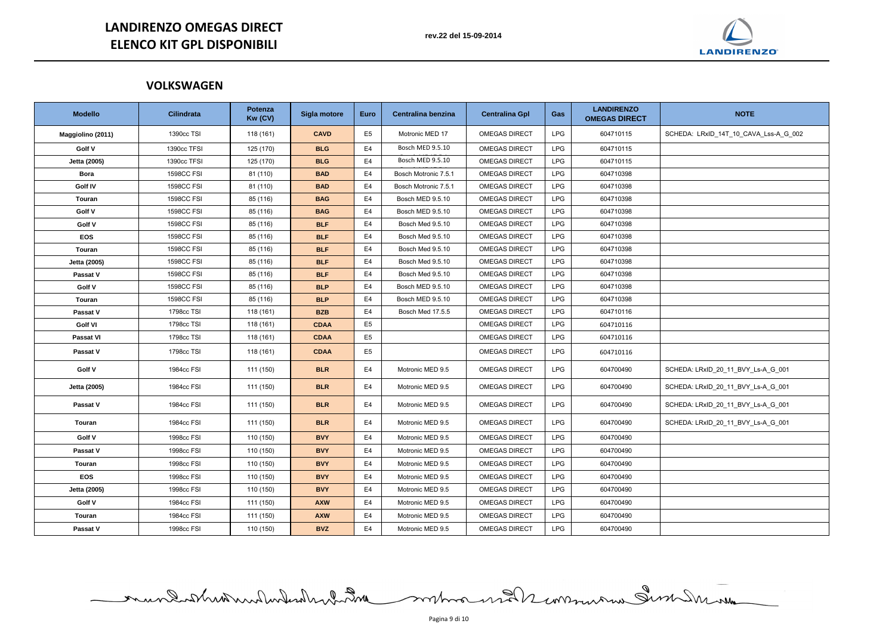# LANDIRENZO OMEGAS DIRECT
# ELENCO KIT GPL DISPONIBILI

rev.22 del 15-09-2014

## VOLKSWAGEN

| Modello | Cilindrata | Potenza Kw (CV) | Sigla motore | Euro | Centralina benzina | Centralina Gpl | Gas | LANDIRENZO OMEGAS DIRECT | NOTE |
|---|---|---|---|---|---|---|---|---|---|
| **Maggiolino (2011)** | 1390cc TSI | 118 (161) | **CAVD** | E5 | Motronic MED 17 | OMEGAS DIRECT | LPG | 604710115 | SCHEDA: LRxID_14T_10_CAVA_Lss-A_G_002 |
| **Golf V** | 1390cc TFSI | 125 (170) | **BLG** | E4 | Bosch MED 9.5.10 | OMEGAS DIRECT | LPG | 604710115 | |
| **Jetta (2005)** | 1390cc TFSI | 125 (170) | **BLG** | E4 | Bosch MED 9.5.10 | OMEGAS DIRECT | LPG | 604710115 | |
| **Bora** | 1598CC FSI | 81 (110) | **BAD** | E4 | Bosch Motronic 7.5.1 | OMEGAS DIRECT | LPG | 604710398 | |
| **Golf IV** | 1598CC FSI | 81 (110) | **BAD** | E4 | Bosch Motronic 7.5.1 | OMEGAS DIRECT | LPG | 604710398 | |
| **Touran** | 1598CC FSI | 85 (116) | **BAG** | E4 | Bosch MED 9.5.10 | OMEGAS DIRECT | LPG | 604710398 | |
| **Golf V** | 1598CC FSI | 85 (116) | **BAG** | E4 | Bosch MED 9.5.10 | OMEGAS DIRECT | LPG | 604710398 | |
| **Golf V** | 1598CC FSI | 85 (116) | **BLF** | E4 | Bosch Med 9.5.10 | OMEGAS DIRECT | LPG | 604710398 | |
| **EOS** | 1598CC FSI | 85 (116) | **BLF** | E4 | Bosch Med 9.5.10 | OMEGAS DIRECT | LPG | 604710398 | |
| **Touran** | 1598CC FSI | 85 (116) | **BLF** | E4 | Bosch Med 9.5.10 | OMEGAS DIRECT | LPG | 604710398 | |
| **Jetta (2005)** | 1598CC FSI | 85 (116) | **BLF** | E4 | Bosch Med 9.5.10 | OMEGAS DIRECT | LPG | 604710398 | |
| **Passat V** | 1598CC FSI | 85 (116) | **BLF** | E4 | Bosch Med 9.5.10 | OMEGAS DIRECT | LPG | 604710398 | |
| **Golf V** | 1598CC FSI | 85 (116) | **BLP** | E4 | Bosch MED 9.5.10 | OMEGAS DIRECT | LPG | 604710398 | |
| **Touran** | 1598CC FSI | 85 (116) | **BLP** | E4 | Bosch MED 9.5.10 | OMEGAS DIRECT | LPG | 604710398 | |
| **Passat V** | 1798cc TSI | 118 (161) | **BZB** | E4 | Bosch Med 17.5.5 | OMEGAS DIRECT | LPG | 604710116 | |
| **Golf VI** | 1798cc TSI | 118 (161) | **CDAA** | E5 | | OMEGAS DIRECT | LPG | 604710116 | |
| **Passat VI** | 1798cc TSI | 118 (161) | **CDAA** | E5 | | OMEGAS DIRECT | LPG | 604710116 | |
| **Passat V** | 1798cc TSI | 118 (161) | **CDAA** | E5 | | OMEGAS DIRECT | LPG | 604710116 | |
| **Golf V** | 1984cc FSI | 111 (150) | **BLR** | E4 | Motronic MED 9.5 | OMEGAS DIRECT | LPG | 604700490 | SCHEDA: LRxID_20_11_BVY_Ls-A_G_001 |
| **Jetta (2005)** | 1984cc FSI | 111 (150) | **BLR** | E4 | Motronic MED 9.5 | OMEGAS DIRECT | LPG | 604700490 | SCHEDA: LRxID_20_11_BVY_Ls-A_G_001 |
| **Passat V** | 1984cc FSI | 111 (150) | **BLR** | E4 | Motronic MED 9.5 | OMEGAS DIRECT | LPG | 604700490 | SCHEDA: LRxID_20_11_BVY_Ls-A_G_001 |
| **Touran** | 1984cc FSI | 111 (150) | **BLR** | E4 | Motronic MED 9.5 | OMEGAS DIRECT | LPG | 604700490 | SCHEDA: LRxID_20_11_BVY_Ls-A_G_001 |
| **Golf V** | 1998cc FSI | 110 (150) | **BVY** | E4 | Motronic MED 9.5 | OMEGAS DIRECT | LPG | 604700490 | |
| **Passat V** | 1998cc FSI | 110 (150) | **BVY** | E4 | Motronic MED 9.5 | OMEGAS DIRECT | LPG | 604700490 | |
| **Touran** | 1998cc FSI | 110 (150) | **BVY** | E4 | Motronic MED 9.5 | OMEGAS DIRECT | LPG | 604700490 | |
| **EOS** | 1998cc FSI | 110 (150) | **BVY** | E4 | Motronic MED 9.5 | OMEGAS DIRECT | LPG | 604700490 | |
| **Jetta (2005)** | 1998cc FSI | 110 (150) | **BVY** | E4 | Motronic MED 9.5 | OMEGAS DIRECT | LPG | 604700490 | |
| **Golf V** | 1984cc FSI | 111 (150) | **AXW** | E4 | Motronic MED 9.5 | OMEGAS DIRECT | LPG | 604700490 | |
| **Touran** | 1984cc FSI | 111 (150) | **AXW** | E4 | Motronic MED 9.5 | OMEGAS DIRECT | LPG | 604700490 | |
| **Passat V** | 1998cc FSI | 110 (150) | **BVZ** | E4 | Motronic MED 9.5 | OMEGAS DIRECT | LPG | 604700490 | |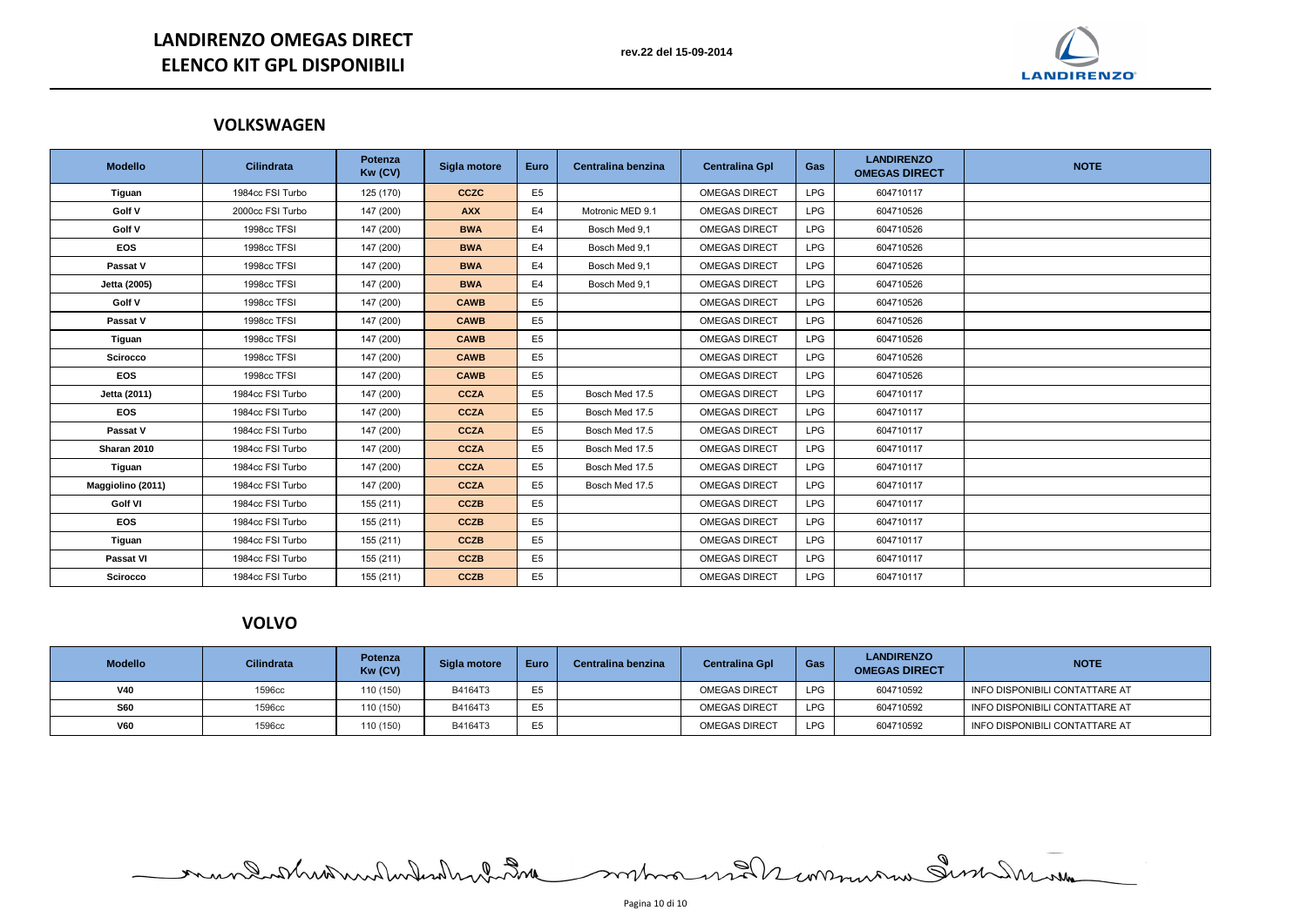# LANDIRENZO OMEGAS DIRECT
# ELENCO KIT GPL DISPONIBILI

rev.22 del 15-09-2014

## VOLKSWAGEN

| Modello | Cilindrata | Potenza Kw (CV) | Sigla motore | Euro | Centralina benzina | Centralina Gpl | Gas | LANDIRENZO OMEGAS DIRECT | NOTE |
|---|---|---|---|---|---|---|---|---|---|
| Tiguan | 1984cc FSI Turbo | 125 (170) | CCZC | E5 | | OMEGAS DIRECT | LPG | 604710117 | |
| Golf V | 2000cc FSI Turbo | 147 (200) | AXX | E4 | Motronic MED 9.1 | OMEGAS DIRECT | LPG | 604710526 | |
| Golf V | 1998cc TFSI | 147 (200) | BWA | E4 | Bosch Med 9,1 | OMEGAS DIRECT | LPG | 604710526 | |
| EOS | 1998cc TFSI | 147 (200) | BWA | E4 | Bosch Med 9,1 | OMEGAS DIRECT | LPG | 604710526 | |
| Passat V | 1998cc TFSI | 147 (200) | BWA | E4 | Bosch Med 9,1 | OMEGAS DIRECT | LPG | 604710526 | |
| Jetta (2005) | 1998cc TFSI | 147 (200) | BWA | E4 | Bosch Med 9,1 | OMEGAS DIRECT | LPG | 604710526 | |
| Golf V | 1998cc TFSI | 147 (200) | CAWB | E5 | | OMEGAS DIRECT | LPG | 604710526 | |
| Passat V | 1998cc TFSI | 147 (200) | CAWB | E5 | | OMEGAS DIRECT | LPG | 604710526 | |
| Tiguan | 1998cc TFSI | 147 (200) | CAWB | E5 | | OMEGAS DIRECT | LPG | 604710526 | |
| Scirocco | 1998cc TFSI | 147 (200) | CAWB | E5 | | OMEGAS DIRECT | LPG | 604710526 | |
| EOS | 1998cc TFSI | 147 (200) | CAWB | E5 | | OMEGAS DIRECT | LPG | 604710526 | |
| Jetta (2011) | 1984cc FSI Turbo | 147 (200) | CCZA | E5 | Bosch Med 17.5 | OMEGAS DIRECT | LPG | 604710117 | |
| EOS | 1984cc FSI Turbo | 147 (200) | CCZA | E5 | Bosch Med 17.5 | OMEGAS DIRECT | LPG | 604710117 | |
| Passat V | 1984cc FSI Turbo | 147 (200) | CCZA | E5 | Bosch Med 17.5 | OMEGAS DIRECT | LPG | 604710117 | |
| Sharan 2010 | 1984cc FSI Turbo | 147 (200) | CCZA | E5 | Bosch Med 17.5 | OMEGAS DIRECT | LPG | 604710117 | |
| Tiguan | 1984cc FSI Turbo | 147 (200) | CCZA | E5 | Bosch Med 17.5 | OMEGAS DIRECT | LPG | 604710117 | |
| Maggiolino (2011) | 1984cc FSI Turbo | 147 (200) | CCZA | E5 | Bosch Med 17.5 | OMEGAS DIRECT | LPG | 604710117 | |
| Golf VI | 1984cc FSI Turbo | 155 (211) | CCZB | E5 | | OMEGAS DIRECT | LPG | 604710117 | |
| EOS | 1984cc FSI Turbo | 155 (211) | CCZB | E5 | | OMEGAS DIRECT | LPG | 604710117 | |
| Tiguan | 1984cc FSI Turbo | 155 (211) | CCZB | E5 | | OMEGAS DIRECT | LPG | 604710117 | |
| Passat VI | 1984cc FSI Turbo | 155 (211) | CCZB | E5 | | OMEGAS DIRECT | LPG | 604710117 | |
| Scirocco | 1984cc FSI Turbo | 155 (211) | CCZB | E5 | | OMEGAS DIRECT | LPG | 604710117 | |

## VOLVO

| Modello | Cilindrata | Potenza Kw (CV) | Sigla motore | Euro | Centralina benzina | Centralina Gpl | Gas | LANDIRENZO OMEGAS DIRECT | NOTE |
|---|---|---|---|---|---|---|---|---|---|
| V40 | 1596cc | 110 (150) | B4164T3 | E5 | | OMEGAS DIRECT | LPG | 604710592 | INFO DISPONIBILI CONTATTARE AT |
| S60 | 1596cc | 110 (150) | B4164T3 | E5 | | OMEGAS DIRECT | LPG | 604710592 | INFO DISPONIBILI CONTATTARE AT |
| V60 | 1596cc | 110 (150) | B4164T3 | E5 | | OMEGAS DIRECT | LPG | 604710592 | INFO DISPONIBILI CONTATTARE AT |